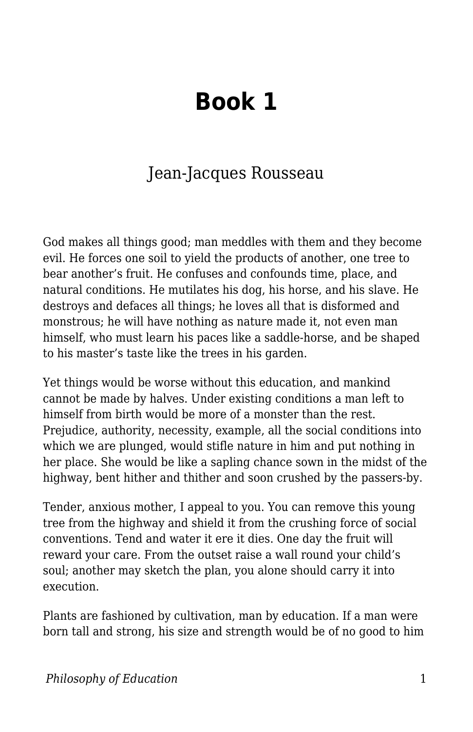# Book 1

Jean-Jacques Rousseau

God makes all things good; man meddles with them and they become evil. He forces one soil to yield the products of another, one tree to bear another's fruit. He confuses and confounds time, place, and natural conditions. He mutilates his dog, his horse, and his slave. He destroys and defaces all things; he loves all that is disformed and monstrous; he will have nothing as nature made it, not even man himself, who must learn his paces like a saddle-horse, and be shaped to his master's taste like the trees in his garden.

Yet things would be worse without this education, and mankind cannot be made by halves. Under existing conditions a man left to himself from birth would be more of a monster than the rest. Prejudice, authority, necessity, example, all the social conditions into which we are plunged, would stifle nature in him and put nothing in her place. She would be like a sapling chance sown in the midst of the highway, bent hither and thither and soon crushed by the passers-by.

Tender, anxious mother, I appeal to you. You can remove this young tree from the highway and shield it from the crushing force of social conventions. Tend and water it ere it dies. One day the fruit will reward your care. From the outset raise a wall round your child's soul; another may sketch the plan, you alone should carry it into execution.

Plants are fashioned by cultivation, man by education. If a man were born tall and strong, his size and strength would be of no good to him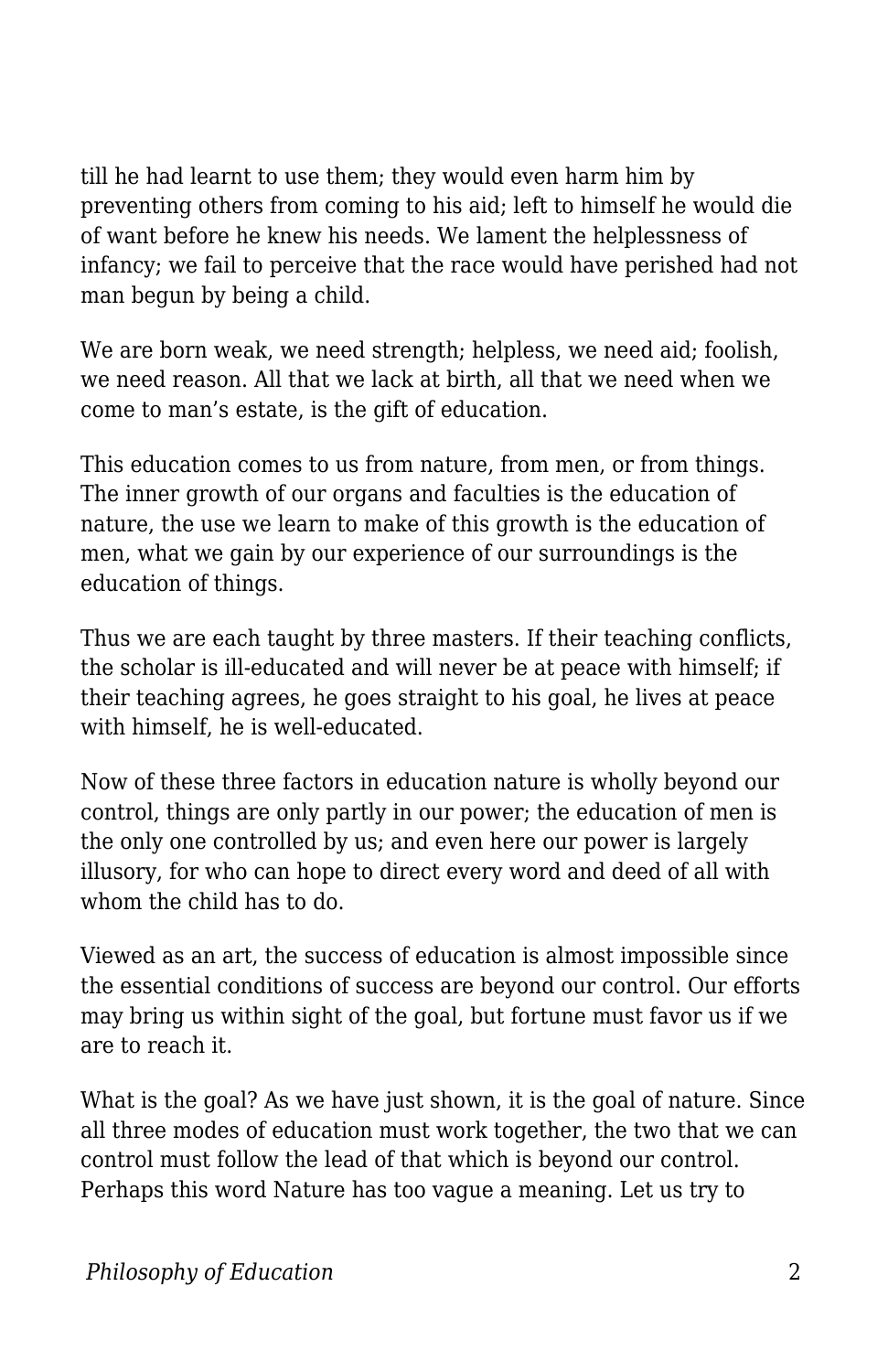till he had learnt to use them; they would even harm him by preventing others from coming to his aid; left to himself he would die of want before he knew his needs. We lament the helplessness of infancy; we fail to perceive that the race would have perished had not man begun by being a child.

We are born weak, we need strength; helpless, we need aid; foolish, we need reason. All that we lack at birth, all that we need when we come to man's estate, is the gift of education.

This education comes to us from nature, from men, or from things. The inner growth of our organs and faculties is the education of nature, the use we learn to make of this growth is the education of men, what we gain by our experience of our surroundings is the education of things.

Thus we are each taught by three masters. If their teaching conflicts, the scholar is ill-educated and will never be at peace with himself; if their teaching agrees, he goes straight to his goal, he lives at peace with himself, he is well-educated.

Now of these three factors in education nature is wholly beyond our control, things are only partly in our power; the education of men is the only one controlled by us; and even here our power is largely illusory, for who can hope to direct every word and deed of all with whom the child has to do.

Viewed as an art, the success of education is almost impossible since the essential conditions of success are beyond our control. Our efforts may bring us within sight of the goal, but fortune must favor us if we are to reach it.

What is the goal? As we have just shown, it is the goal of nature. Since all three modes of education must work together, the two that we can control must follow the lead of that which is beyond our control. Perhaps this word Nature has too vague a meaning. Let us try to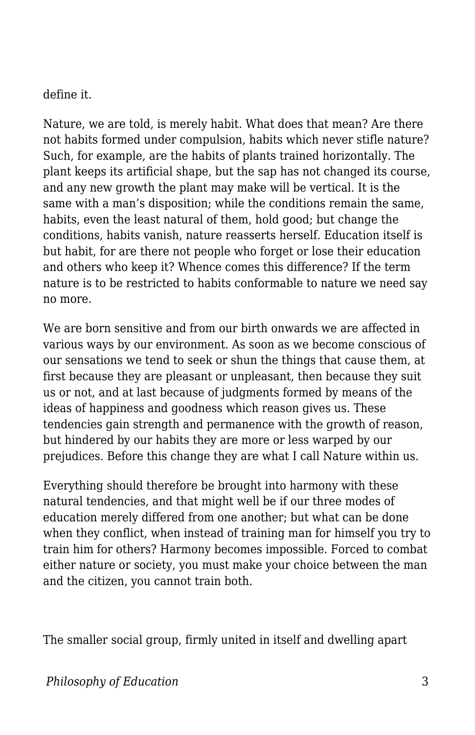define it.

Nature, we are told, is merely habit. What does that mean? Are there not habits formed under compulsion, habits which never stifle nature? Such, for example, are the habits of plants trained horizontally. The plant keeps its artificial shape, but the sap has not changed its course, and any new growth the plant may make will be vertical. It is the same with a man’s disposition; while the conditions remain the same, habits, even the least natural of them, hold good; but change the conditions, habits vanish, nature reasserts herself. Education itself is but habit, for are there not people who forget or lose their education and others who keep it? Whence comes this difference? If the term nature is to be restricted to habits conformable to nature we need say no more.

We are born sensitive and from our birth onwards we are affected in various ways by our environment. As soon as we become conscious of our sensations we tend to seek or shun the things that cause them, at first because they are pleasant or unpleasant, then because they suit us or not, and at last because of judgments formed by means of the ideas of happiness and goodness which reason gives us. These tendencies gain strength and permanence with the growth of reason, but hindered by our habits they are more or less warped by our prejudices. Before this change they are what I call Nature within us.

Everything should therefore be brought into harmony with these natural tendencies, and that might well be if our three modes of education merely differed from one another; but what can be done when they conflict, when instead of training man for himself you try to train him for others? Harmony becomes impossible. Forced to combat either nature or society, you must make your choice between the man and the citizen, you cannot train both.

The smaller social group, firmly united in itself and dwelling apart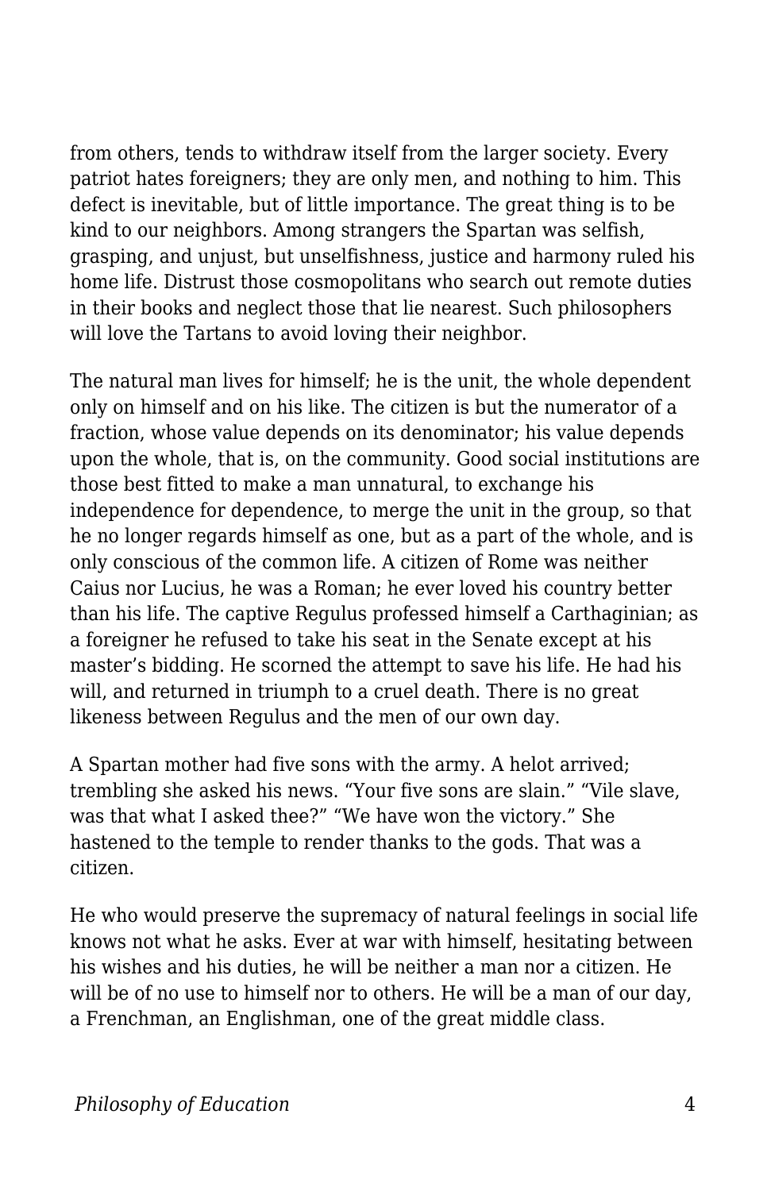from others, tends to withdraw itself from the larger society. Every patriot hates foreigners; they are only men, and nothing to him. This defect is inevitable, but of little importance. The great thing is to be kind to our neighbors. Among strangers the Spartan was selfish, grasping, and unjust, but unselfishness, justice and harmony ruled his home life. Distrust those cosmopolitans who search out remote duties in their books and neglect those that lie nearest. Such philosophers will love the Tartans to avoid loving their neighbor.

The natural man lives for himself; he is the unit, the whole dependent only on himself and on his like. The citizen is but the numerator of a fraction, whose value depends on its denominator; his value depends upon the whole, that is, on the community. Good social institutions are those best fitted to make a man unnatural, to exchange his independence for dependence, to merge the unit in the group, so that he no longer regards himself as one, but as a part of the whole, and is only conscious of the common life. A citizen of Rome was neither Caius nor Lucius, he was a Roman; he ever loved his country better than his life. The captive Regulus professed himself a Carthaginian; as a foreigner he refused to take his seat in the Senate except at his master's bidding. He scorned the attempt to save his life. He had his will, and returned in triumph to a cruel death. There is no great likeness between Regulus and the men of our own day.

A Spartan mother had five sons with the army. A helot arrived; trembling she asked his news. "Your five sons are slain." "Vile slave, was that what I asked thee?" "We have won the victory." She hastened to the temple to render thanks to the gods. That was a citizen.

He who would preserve the supremacy of natural feelings in social life knows not what he asks. Ever at war with himself, hesitating between his wishes and his duties, he will be neither a man nor a citizen. He will be of no use to himself nor to others. He will be a man of our day, a Frenchman, an Englishman, one of the great middle class.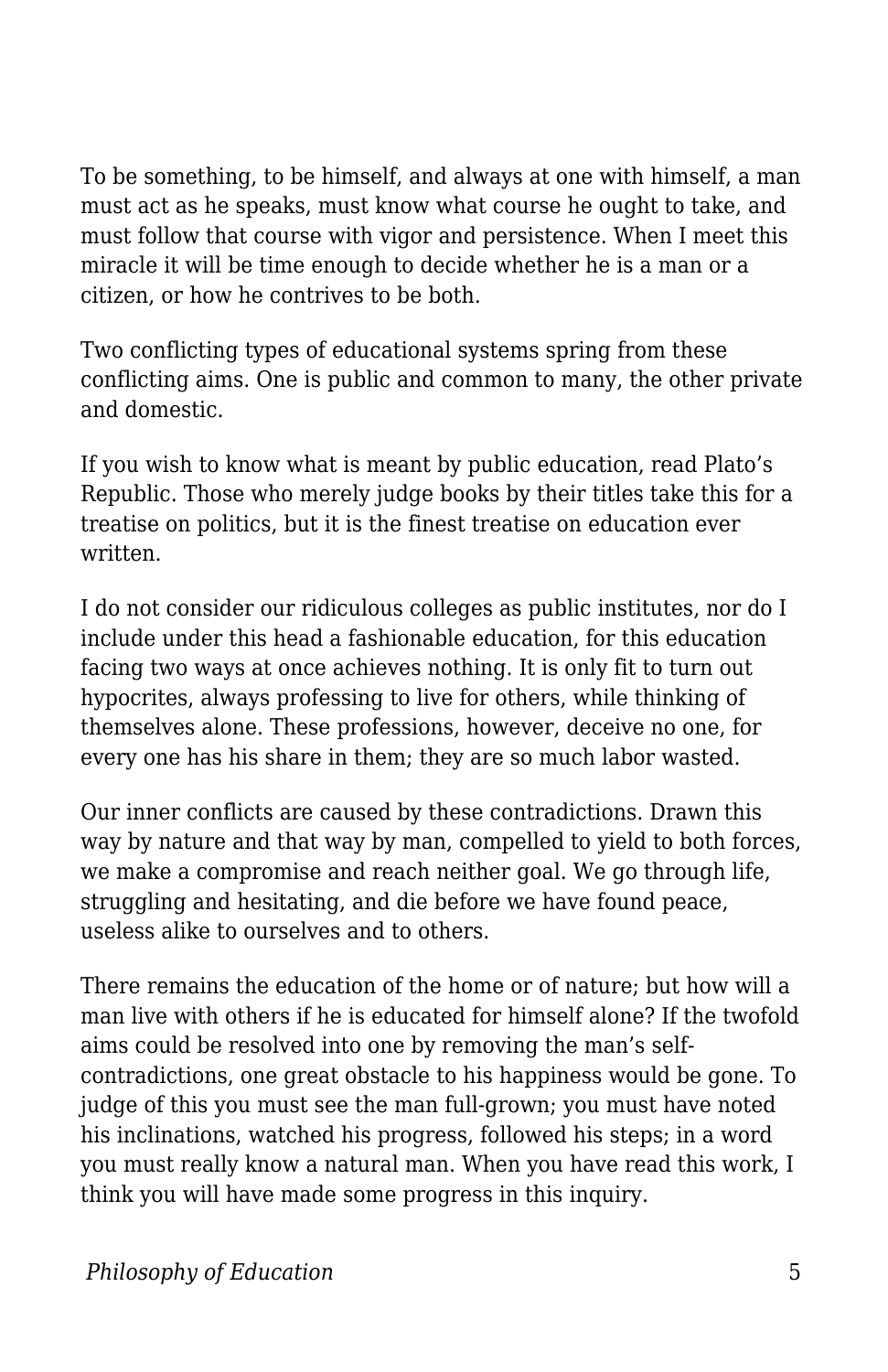To be something, to be himself, and always at one with himself, a man must act as he speaks, must know what course he ought to take, and must follow that course with vigor and persistence. When I meet this miracle it will be time enough to decide whether he is a man or a citizen, or how he contrives to be both.

Two conflicting types of educational systems spring from these conflicting aims. One is public and common to many, the other private and domestic.

If you wish to know what is meant by public education, read Plato's Republic. Those who merely judge books by their titles take this for a treatise on politics, but it is the finest treatise on education ever written.

I do not consider our ridiculous colleges as public institutes, nor do I include under this head a fashionable education, for this education facing two ways at once achieves nothing. It is only fit to turn out hypocrites, always professing to live for others, while thinking of themselves alone. These professions, however, deceive no one, for every one has his share in them; they are so much labor wasted.

Our inner conflicts are caused by these contradictions. Drawn this way by nature and that way by man, compelled to yield to both forces, we make a compromise and reach neither goal. We go through life, struggling and hesitating, and die before we have found peace, useless alike to ourselves and to others.

There remains the education of the home or of nature; but how will a man live with others if he is educated for himself alone? If the twofold aims could be resolved into one by removing the man's self-contradictions, one great obstacle to his happiness would be gone. To judge of this you must see the man full-grown; you must have noted his inclinations, watched his progress, followed his steps; in a word you must really know a natural man. When you have read this work, I think you will have made some progress in this inquiry.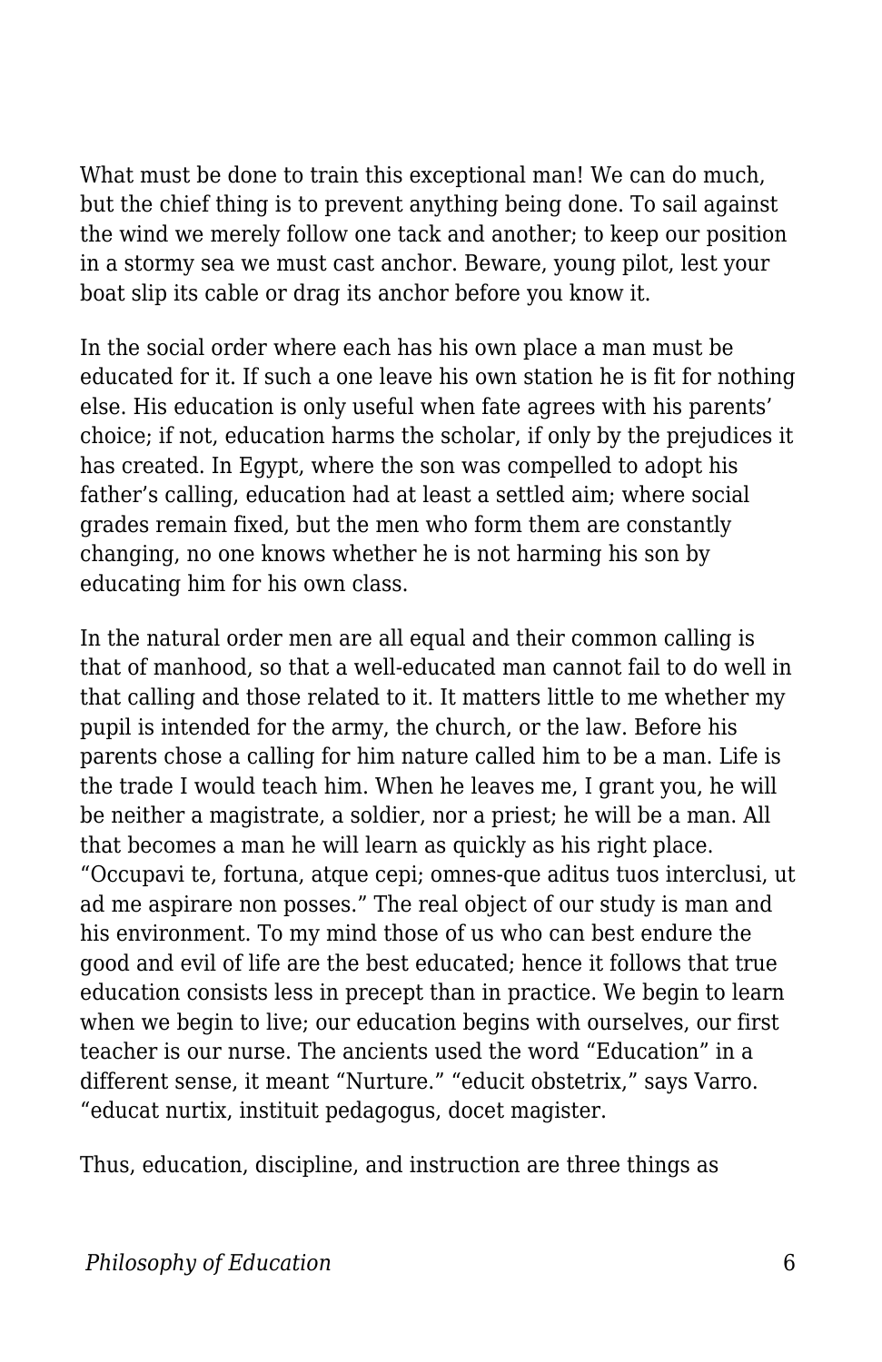What must be done to train this exceptional man! We can do much, but the chief thing is to prevent anything being done. To sail against the wind we merely follow one tack and another; to keep our position in a stormy sea we must cast anchor. Beware, young pilot, lest your boat slip its cable or drag its anchor before you know it.

In the social order where each has his own place a man must be educated for it. If such a one leave his own station he is fit for nothing else. His education is only useful when fate agrees with his parents' choice; if not, education harms the scholar, if only by the prejudices it has created. In Egypt, where the son was compelled to adopt his father's calling, education had at least a settled aim; where social grades remain fixed, but the men who form them are constantly changing, no one knows whether he is not harming his son by educating him for his own class.

In the natural order men are all equal and their common calling is that of manhood, so that a well-educated man cannot fail to do well in that calling and those related to it. It matters little to me whether my pupil is intended for the army, the church, or the law. Before his parents chose a calling for him nature called him to be a man. Life is the trade I would teach him. When he leaves me, I grant you, he will be neither a magistrate, a soldier, nor a priest; he will be a man. All that becomes a man he will learn as quickly as his right place. "Occupavi te, fortuna, atque cepi; omnes-que aditus tuos interclusi, ut ad me aspirare non posses." The real object of our study is man and his environment. To my mind those of us who can best endure the good and evil of life are the best educated; hence it follows that true education consists less in precept than in practice. We begin to learn when we begin to live; our education begins with ourselves, our first teacher is our nurse. The ancients used the word "Education" in a different sense, it meant "Nurture." "educit obstetrix," says Varro. "educat nurtix, instituit pedagogus, docet magister.

Thus, education, discipline, and instruction are three things as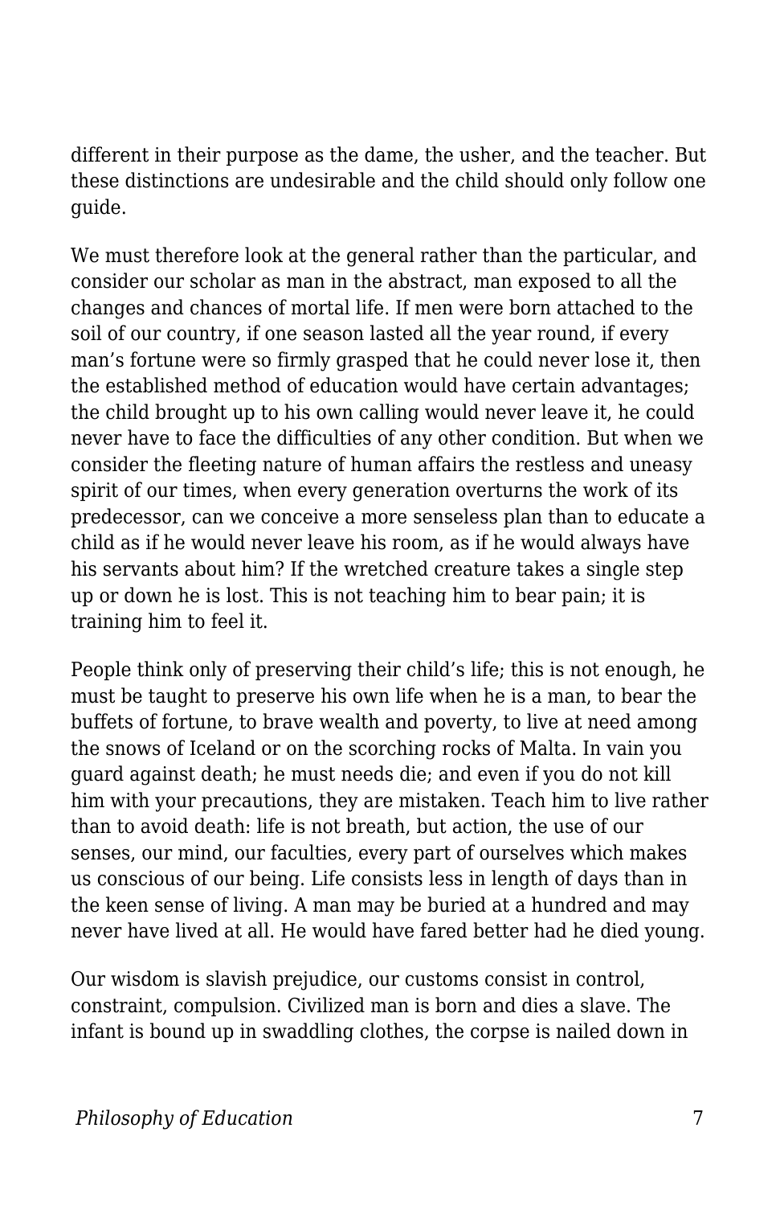different in their purpose as the dame, the usher, and the teacher. But these distinctions are undesirable and the child should only follow one guide.

We must therefore look at the general rather than the particular, and consider our scholar as man in the abstract, man exposed to all the changes and chances of mortal life. If men were born attached to the soil of our country, if one season lasted all the year round, if every man's fortune were so firmly grasped that he could never lose it, then the established method of education would have certain advantages; the child brought up to his own calling would never leave it, he could never have to face the difficulties of any other condition. But when we consider the fleeting nature of human affairs the restless and uneasy spirit of our times, when every generation overturns the work of its predecessor, can we conceive a more senseless plan than to educate a child as if he would never leave his room, as if he would always have his servants about him? If the wretched creature takes a single step up or down he is lost. This is not teaching him to bear pain; it is training him to feel it.

People think only of preserving their child's life; this is not enough, he must be taught to preserve his own life when he is a man, to bear the buffets of fortune, to brave wealth and poverty, to live at need among the snows of Iceland or on the scorching rocks of Malta. In vain you guard against death; he must needs die; and even if you do not kill him with your precautions, they are mistaken. Teach him to live rather than to avoid death: life is not breath, but action, the use of our senses, our mind, our faculties, every part of ourselves which makes us conscious of our being. Life consists less in length of days than in the keen sense of living. A man may be buried at a hundred and may never have lived at all. He would have fared better had he died young.

Our wisdom is slavish prejudice, our customs consist in control, constraint, compulsion. Civilized man is born and dies a slave. The infant is bound up in swaddling clothes, the corpse is nailed down in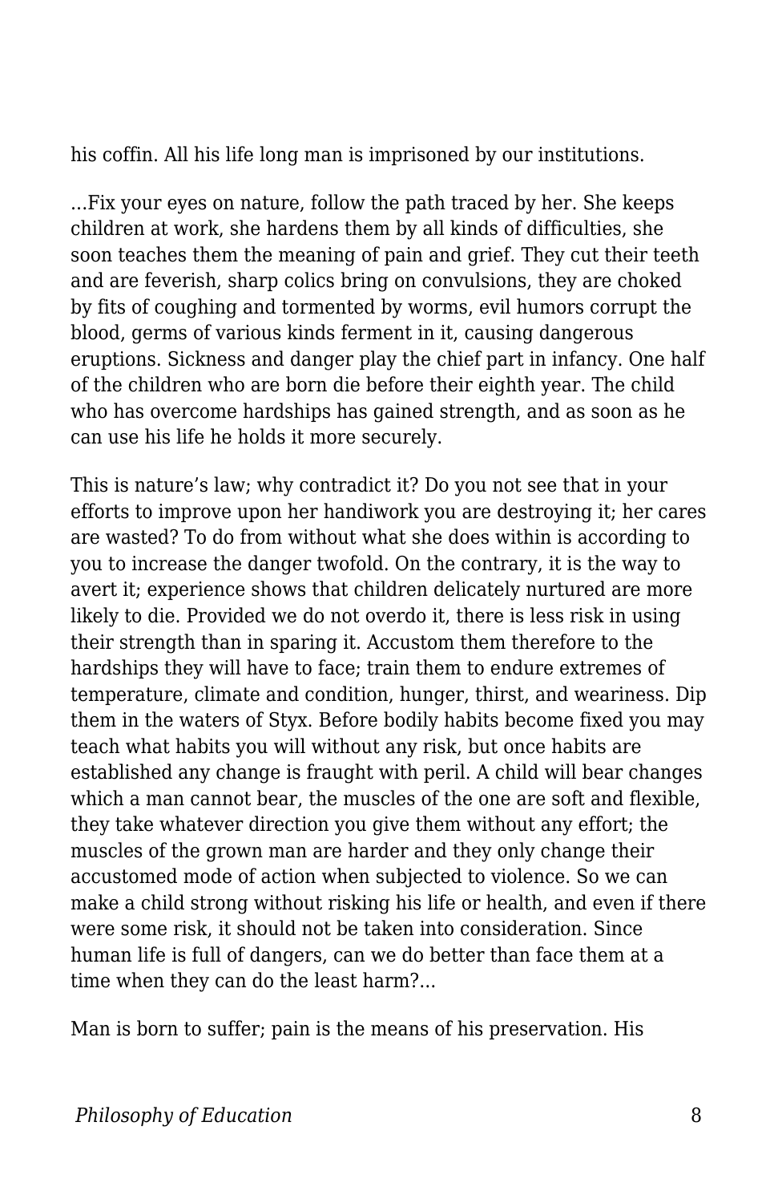his coffin. All his life long man is imprisoned by our institutions.

...Fix your eyes on nature, follow the path traced by her. She keeps children at work, she hardens them by all kinds of difficulties, she soon teaches them the meaning of pain and grief. They cut their teeth and are feverish, sharp colics bring on convulsions, they are choked by fits of coughing and tormented by worms, evil humors corrupt the blood, germs of various kinds ferment in it, causing dangerous eruptions. Sickness and danger play the chief part in infancy. One half of the children who are born die before their eighth year. The child who has overcome hardships has gained strength, and as soon as he can use his life he holds it more securely.

This is nature's law; why contradict it? Do you not see that in your efforts to improve upon her handiwork you are destroying it; her cares are wasted? To do from without what she does within is according to you to increase the danger twofold. On the contrary, it is the way to avert it; experience shows that children delicately nurtured are more likely to die. Provided we do not overdo it, there is less risk in using their strength than in sparing it. Accustom them therefore to the hardships they will have to face; train them to endure extremes of temperature, climate and condition, hunger, thirst, and weariness. Dip them in the waters of Styx. Before bodily habits become fixed you may teach what habits you will without any risk, but once habits are established any change is fraught with peril. A child will bear changes which a man cannot bear, the muscles of the one are soft and flexible, they take whatever direction you give them without any effort; the muscles of the grown man are harder and they only change their accustomed mode of action when subjected to violence. So we can make a child strong without risking his life or health, and even if there were some risk, it should not be taken into consideration. Since human life is full of dangers, can we do better than face them at a time when they can do the least harm?...

Man is born to suffer; pain is the means of his preservation. His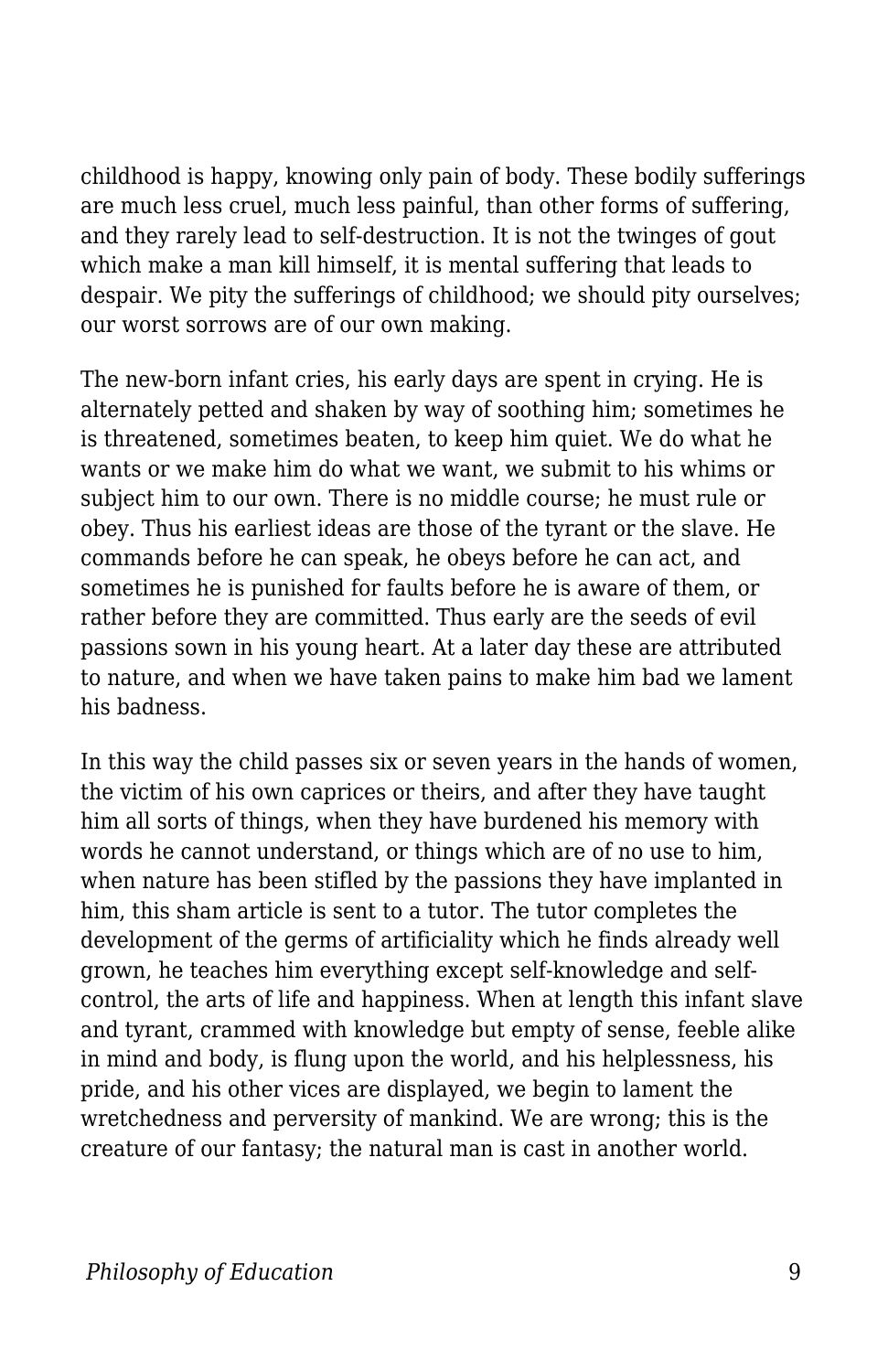childhood is happy, knowing only pain of body. These bodily sufferings are much less cruel, much less painful, than other forms of suffering, and they rarely lead to self-destruction. It is not the twinges of gout which make a man kill himself, it is mental suffering that leads to despair. We pity the sufferings of childhood; we should pity ourselves; our worst sorrows are of our own making.

The new-born infant cries, his early days are spent in crying. He is alternately petted and shaken by way of soothing him; sometimes he is threatened, sometimes beaten, to keep him quiet. We do what he wants or we make him do what we want, we submit to his whims or subject him to our own. There is no middle course; he must rule or obey. Thus his earliest ideas are those of the tyrant or the slave. He commands before he can speak, he obeys before he can act, and sometimes he is punished for faults before he is aware of them, or rather before they are committed. Thus early are the seeds of evil passions sown in his young heart. At a later day these are attributed to nature, and when we have taken pains to make him bad we lament his badness.

In this way the child passes six or seven years in the hands of women, the victim of his own caprices or theirs, and after they have taught him all sorts of things, when they have burdened his memory with words he cannot understand, or things which are of no use to him, when nature has been stifled by the passions they have implanted in him, this sham article is sent to a tutor. The tutor completes the development of the germs of artificiality which he finds already well grown, he teaches him everything except self-knowledge and self-control, the arts of life and happiness. When at length this infant slave and tyrant, crammed with knowledge but empty of sense, feeble alike in mind and body, is flung upon the world, and his helplessness, his pride, and his other vices are displayed, we begin to lament the wretchedness and perversity of mankind. We are wrong; this is the creature of our fantasy; the natural man is cast in another world.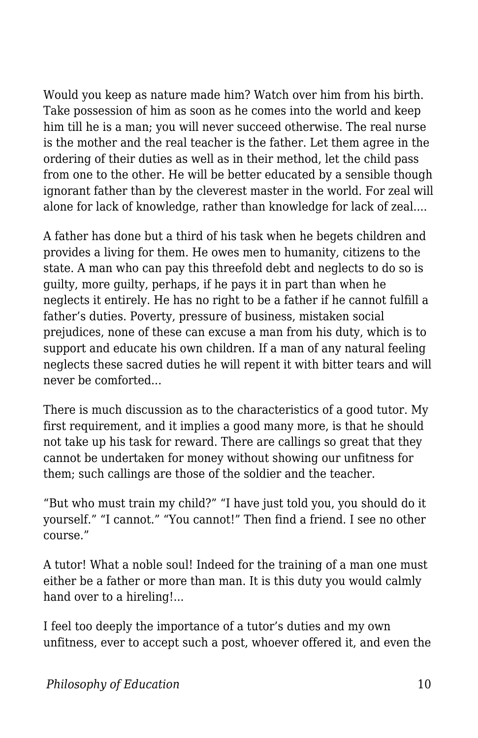Would you keep as nature made him? Watch over him from his birth. Take possession of him as soon as he comes into the world and keep him till he is a man; you will never succeed otherwise. The real nurse is the mother and the real teacher is the father. Let them agree in the ordering of their duties as well as in their method, let the child pass from one to the other. He will be better educated by a sensible though ignorant father than by the cleverest master in the world. For zeal will alone for lack of knowledge, rather than knowledge for lack of zeal....

A father has done but a third of his task when he begets children and provides a living for them. He owes men to humanity, citizens to the state. A man who can pay this threefold debt and neglects to do so is guilty, more guilty, perhaps, if he pays it in part than when he neglects it entirely. He has no right to be a father if he cannot fulfill a father's duties. Poverty, pressure of business, mistaken social prejudices, none of these can excuse a man from his duty, which is to support and educate his own children. If a man of any natural feeling neglects these sacred duties he will repent it with bitter tears and will never be comforted...

There is much discussion as to the characteristics of a good tutor. My first requirement, and it implies a good many more, is that he should not take up his task for reward. There are callings so great that they cannot be undertaken for money without showing our unfitness for them; such callings are those of the soldier and the teacher.

"But who must train my child?" "I have just told you, you should do it yourself." "I cannot." "You cannot!" Then find a friend. I see no other course."

A tutor! What a noble soul! Indeed for the training of a man one must either be a father or more than man. It is this duty you would calmly hand over to a hireling!...

I feel too deeply the importance of a tutor's duties and my own unfitness, ever to accept such a post, whoever offered it, and even the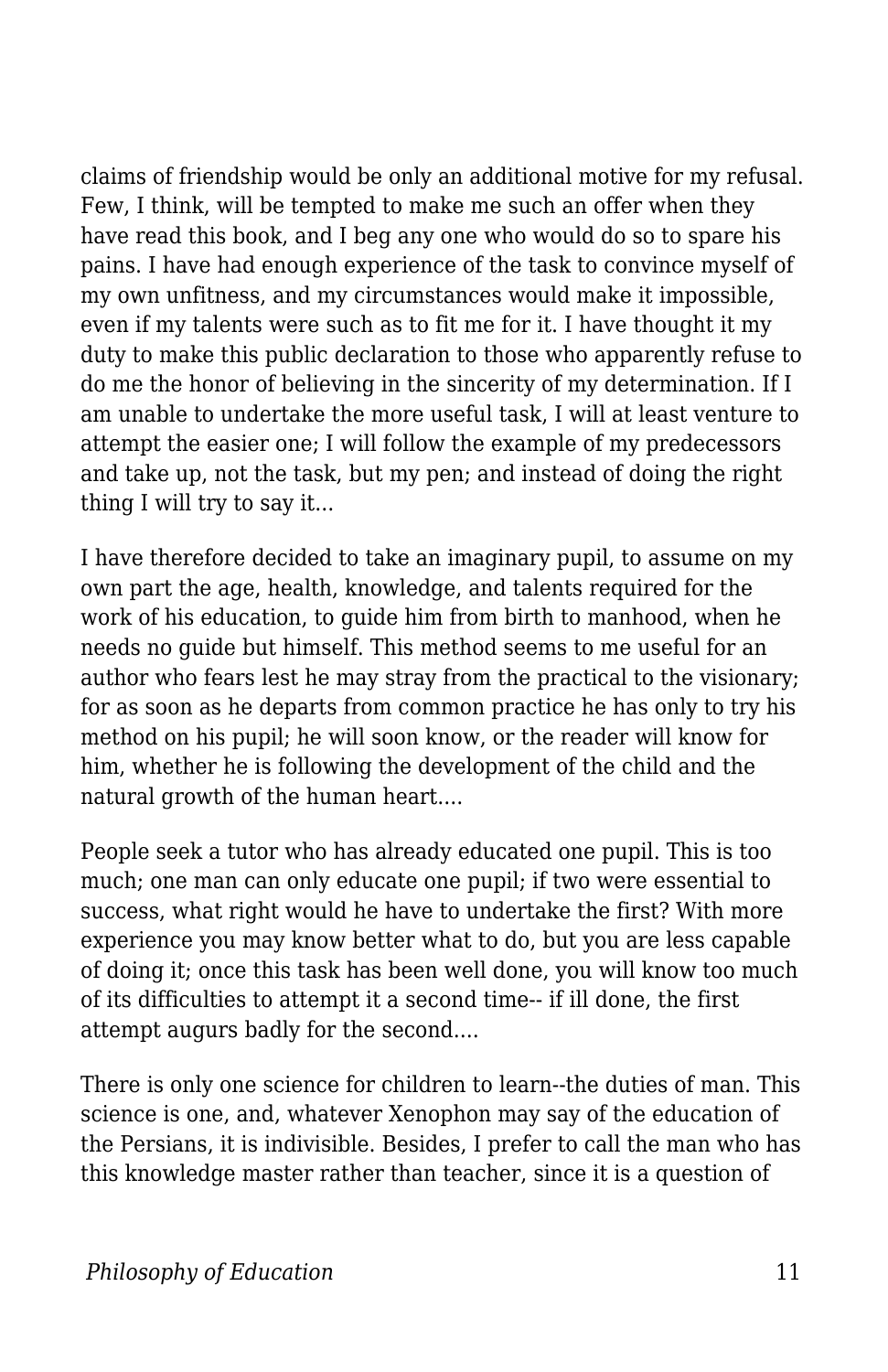claims of friendship would be only an additional motive for my refusal. Few, I think, will be tempted to make me such an offer when they have read this book, and I beg any one who would do so to spare his pains. I have had enough experience of the task to convince myself of my own unfitness, and my circumstances would make it impossible, even if my talents were such as to fit me for it. I have thought it my duty to make this public declaration to those who apparently refuse to do me the honor of believing in the sincerity of my determination. If I am unable to undertake the more useful task, I will at least venture to attempt the easier one; I will follow the example of my predecessors and take up, not the task, but my pen; and instead of doing the right thing I will try to say it...

I have therefore decided to take an imaginary pupil, to assume on my own part the age, health, knowledge, and talents required for the work of his education, to guide him from birth to manhood, when he needs no guide but himself. This method seems to me useful for an author who fears lest he may stray from the practical to the visionary; for as soon as he departs from common practice he has only to try his method on his pupil; he will soon know, or the reader will know for him, whether he is following the development of the child and the natural growth of the human heart....

People seek a tutor who has already educated one pupil. This is too much; one man can only educate one pupil; if two were essential to success, what right would he have to undertake the first? With more experience you may know better what to do, but you are less capable of doing it; once this task has been well done, you will know too much of its difficulties to attempt it a second time-- if ill done, the first attempt augurs badly for the second....

There is only one science for children to learn--the duties of man. This science is one, and, whatever Xenophon may say of the education of the Persians, it is indivisible. Besides, I prefer to call the man who has this knowledge master rather than teacher, since it is a question of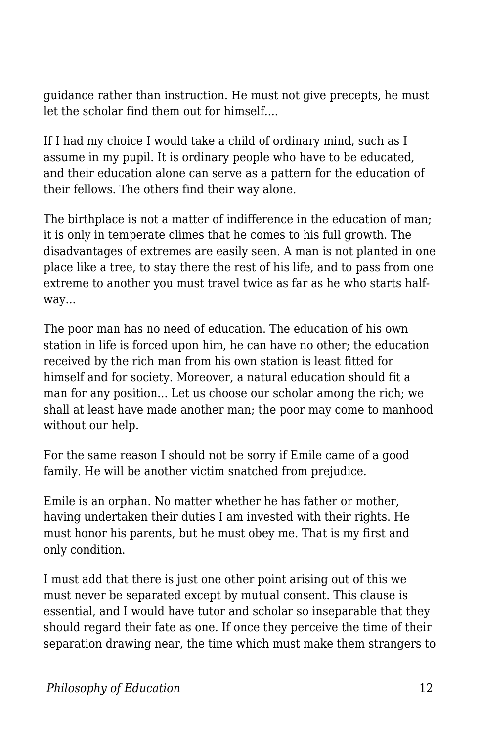guidance rather than instruction. He must not give precepts, he must let the scholar find them out for himself....

If I had my choice I would take a child of ordinary mind, such as I assume in my pupil. It is ordinary people who have to be educated, and their education alone can serve as a pattern for the education of their fellows. The others find their way alone.

The birthplace is not a matter of indifference in the education of man; it is only in temperate climes that he comes to his full growth. The disadvantages of extremes are easily seen. A man is not planted in one place like a tree, to stay there the rest of his life, and to pass from one extreme to another you must travel twice as far as he who starts half-way...

The poor man has no need of education. The education of his own station in life is forced upon him, he can have no other; the education received by the rich man from his own station is least fitted for himself and for society. Moreover, a natural education should fit a man for any position... Let us choose our scholar among the rich; we shall at least have made another man; the poor may come to manhood without our help.

For the same reason I should not be sorry if Emile came of a good family. He will be another victim snatched from prejudice.

Emile is an orphan. No matter whether he has father or mother, having undertaken their duties I am invested with their rights. He must honor his parents, but he must obey me. That is my first and only condition.

I must add that there is just one other point arising out of this we must never be separated except by mutual consent. This clause is essential, and I would have tutor and scholar so inseparable that they should regard their fate as one. If once they perceive the time of their separation drawing near, the time which must make them strangers to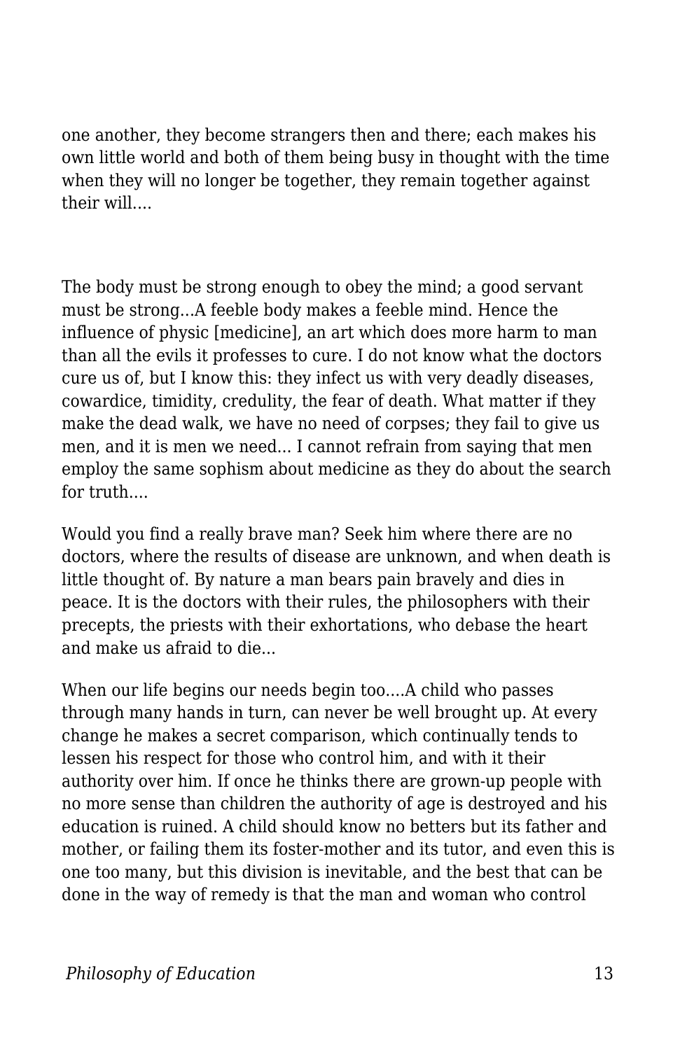one another, they become strangers then and there; each makes his own little world and both of them being busy in thought with the time when they will no longer be together, they remain together against their will....

The body must be strong enough to obey the mind; a good servant must be strong...A feeble body makes a feeble mind. Hence the influence of physic [medicine], an art which does more harm to man than all the evils it professes to cure. I do not know what the doctors cure us of, but I know this: they infect us with very deadly diseases, cowardice, timidity, credulity, the fear of death. What matter if they make the dead walk, we have no need of corpses; they fail to give us men, and it is men we need... I cannot refrain from saying that men employ the same sophism about medicine as they do about the search for truth....

Would you find a really brave man? Seek him where there are no doctors, where the results of disease are unknown, and when death is little thought of. By nature a man bears pain bravely and dies in peace. It is the doctors with their rules, the philosophers with their precepts, the priests with their exhortations, who debase the heart and make us afraid to die...

When our life begins our needs begin too....A child who passes through many hands in turn, can never be well brought up. At every change he makes a secret comparison, which continually tends to lessen his respect for those who control him, and with it their authority over him. If once he thinks there are grown-up people with no more sense than children the authority of age is destroyed and his education is ruined. A child should know no betters but its father and mother, or failing them its foster-mother and its tutor, and even this is one too many, but this division is inevitable, and the best that can be done in the way of remedy is that the man and woman who control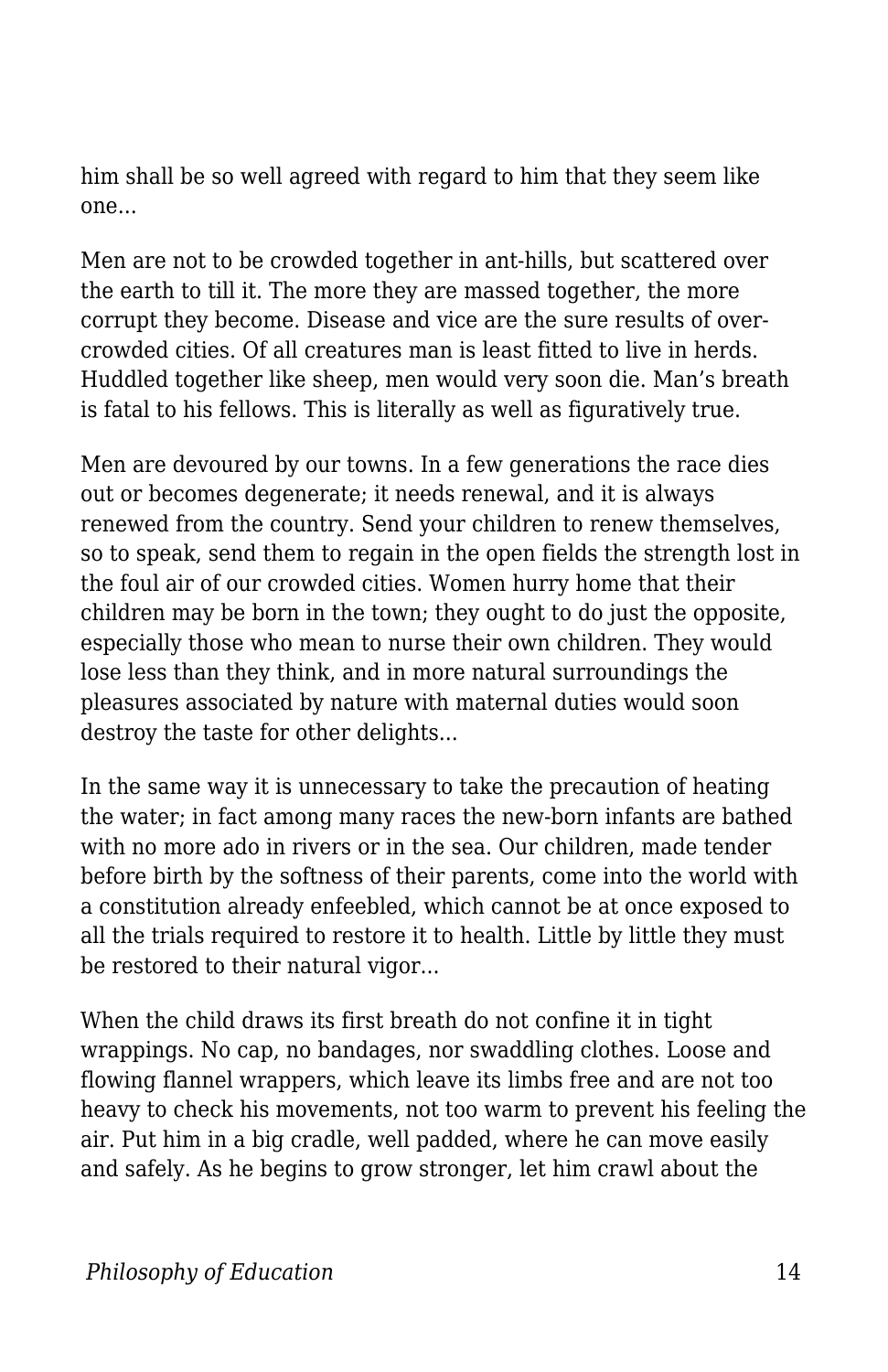him shall be so well agreed with regard to him that they seem like one...

Men are not to be crowded together in ant-hills, but scattered over the earth to till it. The more they are massed together, the more corrupt they become. Disease and vice are the sure results of over-crowded cities. Of all creatures man is least fitted to live in herds. Huddled together like sheep, men would very soon die. Man's breath is fatal to his fellows. This is literally as well as figuratively true.

Men are devoured by our towns. In a few generations the race dies out or becomes degenerate; it needs renewal, and it is always renewed from the country. Send your children to renew themselves, so to speak, send them to regain in the open fields the strength lost in the foul air of our crowded cities. Women hurry home that their children may be born in the town; they ought to do just the opposite, especially those who mean to nurse their own children. They would lose less than they think, and in more natural surroundings the pleasures associated by nature with maternal duties would soon destroy the taste for other delights...

In the same way it is unnecessary to take the precaution of heating the water; in fact among many races the new-born infants are bathed with no more ado in rivers or in the sea. Our children, made tender before birth by the softness of their parents, come into the world with a constitution already enfeebled, which cannot be at once exposed to all the trials required to restore it to health. Little by little they must be restored to their natural vigor...

When the child draws its first breath do not confine it in tight wrappings. No cap, no bandages, nor swaddling clothes. Loose and flowing flannel wrappers, which leave its limbs free and are not too heavy to check his movements, not too warm to prevent his feeling the air. Put him in a big cradle, well padded, where he can move easily and safely. As he begins to grow stronger, let him crawl about the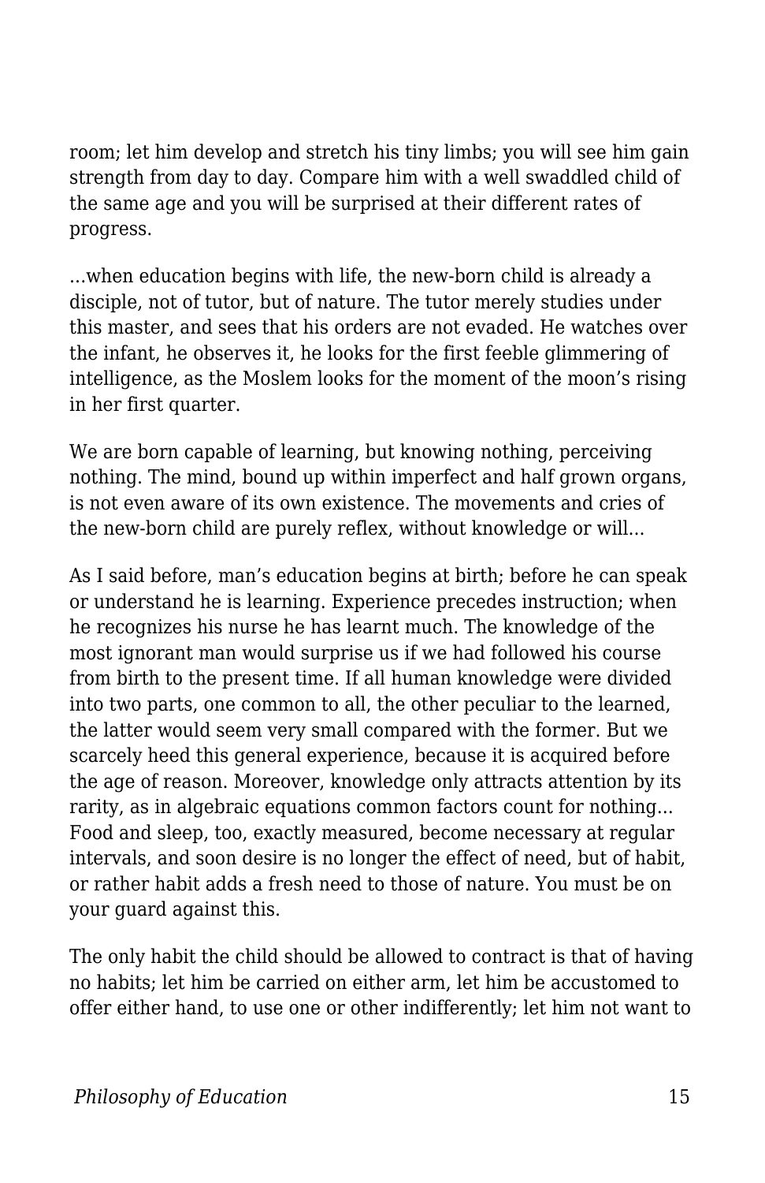room; let him develop and stretch his tiny limbs; you will see him gain strength from day to day. Compare him with a well swaddled child of the same age and you will be surprised at their different rates of progress.

...when education begins with life, the new-born child is already a disciple, not of tutor, but of nature. The tutor merely studies under this master, and sees that his orders are not evaded. He watches over the infant, he observes it, he looks for the first feeble glimmering of intelligence, as the Moslem looks for the moment of the moon's rising in her first quarter.

We are born capable of learning, but knowing nothing, perceiving nothing. The mind, bound up within imperfect and half grown organs, is not even aware of its own existence. The movements and cries of the new-born child are purely reflex, without knowledge or will...

As I said before, man's education begins at birth; before he can speak or understand he is learning. Experience precedes instruction; when he recognizes his nurse he has learnt much. The knowledge of the most ignorant man would surprise us if we had followed his course from birth to the present time. If all human knowledge were divided into two parts, one common to all, the other peculiar to the learned, the latter would seem very small compared with the former. But we scarcely heed this general experience, because it is acquired before the age of reason. Moreover, knowledge only attracts attention by its rarity, as in algebraic equations common factors count for nothing... Food and sleep, too, exactly measured, become necessary at regular intervals, and soon desire is no longer the effect of need, but of habit, or rather habit adds a fresh need to those of nature. You must be on your guard against this.

The only habit the child should be allowed to contract is that of having no habits; let him be carried on either arm, let him be accustomed to offer either hand, to use one or other indifferently; let him not want to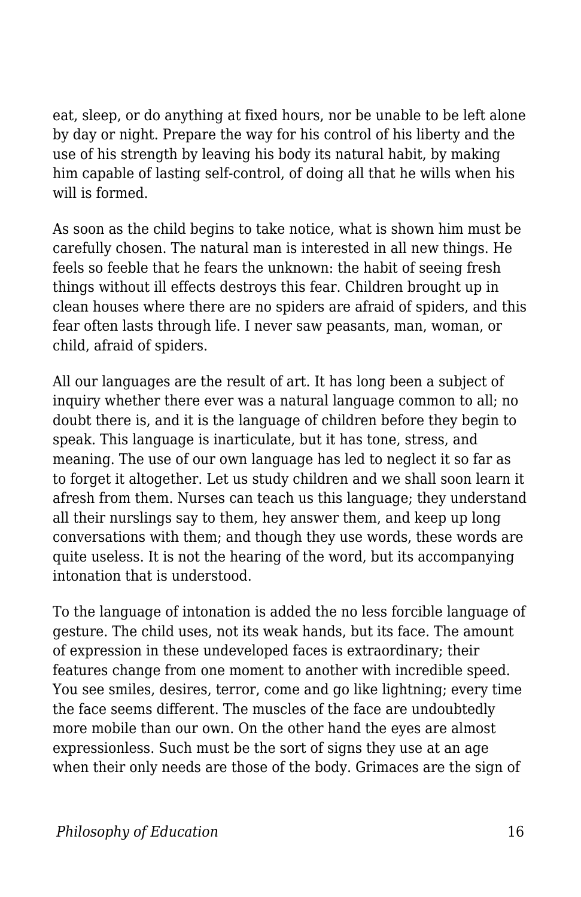eat, sleep, or do anything at fixed hours, nor be unable to be left alone by day or night. Prepare the way for his control of his liberty and the use of his strength by leaving his body its natural habit, by making him capable of lasting self-control, of doing all that he wills when his will is formed.

As soon as the child begins to take notice, what is shown him must be carefully chosen. The natural man is interested in all new things. He feels so feeble that he fears the unknown: the habit of seeing fresh things without ill effects destroys this fear. Children brought up in clean houses where there are no spiders are afraid of spiders, and this fear often lasts through life. I never saw peasants, man, woman, or child, afraid of spiders.

All our languages are the result of art. It has long been a subject of inquiry whether there ever was a natural language common to all; no doubt there is, and it is the language of children before they begin to speak. This language is inarticulate, but it has tone, stress, and meaning. The use of our own language has led to neglect it so far as to forget it altogether. Let us study children and we shall soon learn it afresh from them. Nurses can teach us this language; they understand all their nurslings say to them, hey answer them, and keep up long conversations with them; and though they use words, these words are quite useless. It is not the hearing of the word, but its accompanying intonation that is understood.

To the language of intonation is added the no less forcible language of gesture. The child uses, not its weak hands, but its face. The amount of expression in these undeveloped faces is extraordinary; their features change from one moment to another with incredible speed. You see smiles, desires, terror, come and go like lightning; every time the face seems different. The muscles of the face are undoubtedly more mobile than our own. On the other hand the eyes are almost expressionless. Such must be the sort of signs they use at an age when their only needs are those of the body. Grimaces are the sign of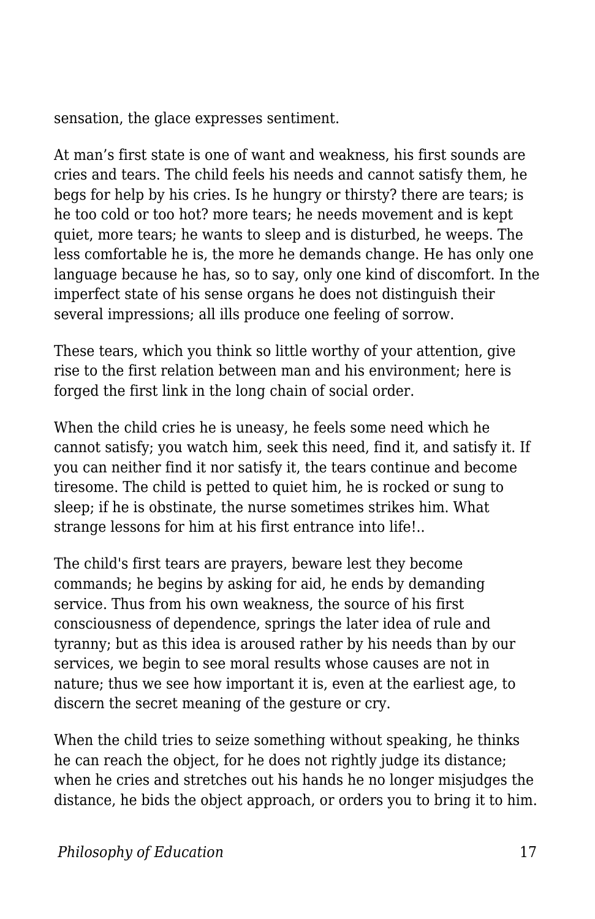sensation, the glace expresses sentiment.

At man’s first state is one of want and weakness, his first sounds are cries and tears. The child feels his needs and cannot satisfy them, he begs for help by his cries. Is he hungry or thirsty? there are tears; is he too cold or too hot? more tears; he needs movement and is kept quiet, more tears; he wants to sleep and is disturbed, he weeps. The less comfortable he is, the more he demands change. He has only one language because he has, so to say, only one kind of discomfort. In the imperfect state of his sense organs he does not distinguish their several impressions; all ills produce one feeling of sorrow.

These tears, which you think so little worthy of your attention, give rise to the first relation between man and his environment; here is forged the first link in the long chain of social order.

When the child cries he is uneasy, he feels some need which he cannot satisfy; you watch him, seek this need, find it, and satisfy it. If you can neither find it nor satisfy it, the tears continue and become tiresome. The child is petted to quiet him, he is rocked or sung to sleep; if he is obstinate, the nurse sometimes strikes him. What strange lessons for him at his first entrance into life!..

The child's first tears are prayers, beware lest they become commands; he begins by asking for aid, he ends by demanding service. Thus from his own weakness, the source of his first consciousness of dependence, springs the later idea of rule and tyranny; but as this idea is aroused rather by his needs than by our services, we begin to see moral results whose causes are not in nature; thus we see how important it is, even at the earliest age, to discern the secret meaning of the gesture or cry.

When the child tries to seize something without speaking, he thinks he can reach the object, for he does not rightly judge its distance; when he cries and stretches out his hands he no longer misjudges the distance, he bids the object approach, or orders you to bring it to him.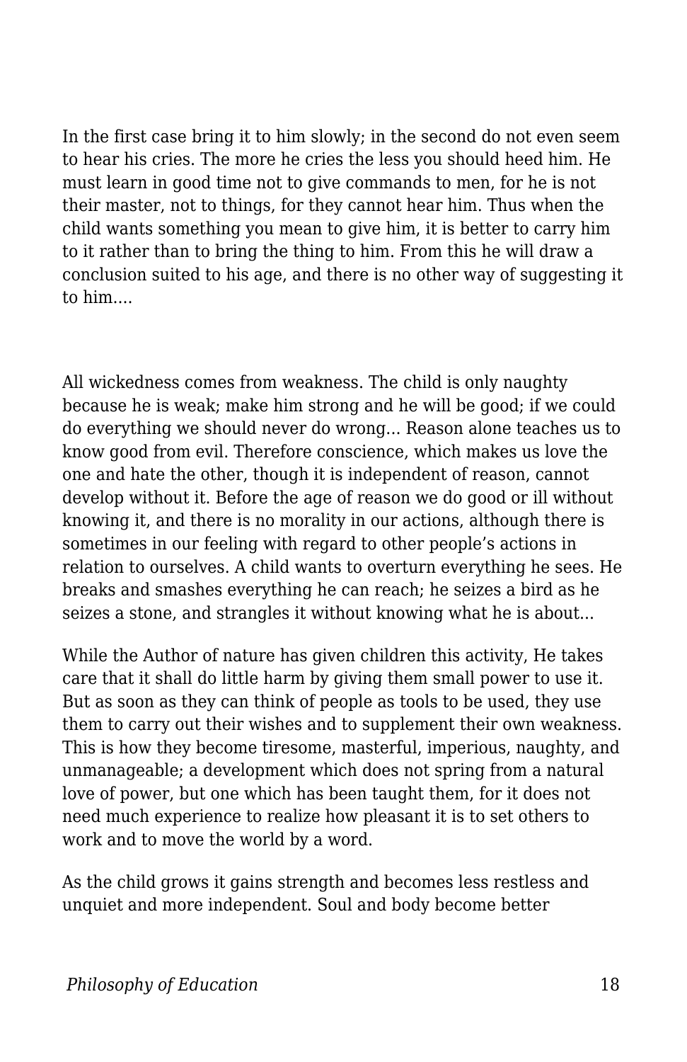In the first case bring it to him slowly; in the second do not even seem to hear his cries. The more he cries the less you should heed him. He must learn in good time not to give commands to men, for he is not their master, not to things, for they cannot hear him. Thus when the child wants something you mean to give him, it is better to carry him to it rather than to bring the thing to him. From this he will draw a conclusion suited to his age, and there is no other way of suggesting it to him....

All wickedness comes from weakness. The child is only naughty because he is weak; make him strong and he will be good; if we could do everything we should never do wrong... Reason alone teaches us to know good from evil. Therefore conscience, which makes us love the one and hate the other, though it is independent of reason, cannot develop without it. Before the age of reason we do good or ill without knowing it, and there is no morality in our actions, although there is sometimes in our feeling with regard to other people's actions in relation to ourselves. A child wants to overturn everything he sees. He breaks and smashes everything he can reach; he seizes a bird as he seizes a stone, and strangles it without knowing what he is about...

While the Author of nature has given children this activity, He takes care that it shall do little harm by giving them small power to use it. But as soon as they can think of people as tools to be used, they use them to carry out their wishes and to supplement their own weakness. This is how they become tiresome, masterful, imperious, naughty, and unmanageable; a development which does not spring from a natural love of power, but one which has been taught them, for it does not need much experience to realize how pleasant it is to set others to work and to move the world by a word.

As the child grows it gains strength and becomes less restless and unquiet and more independent. Soul and body become better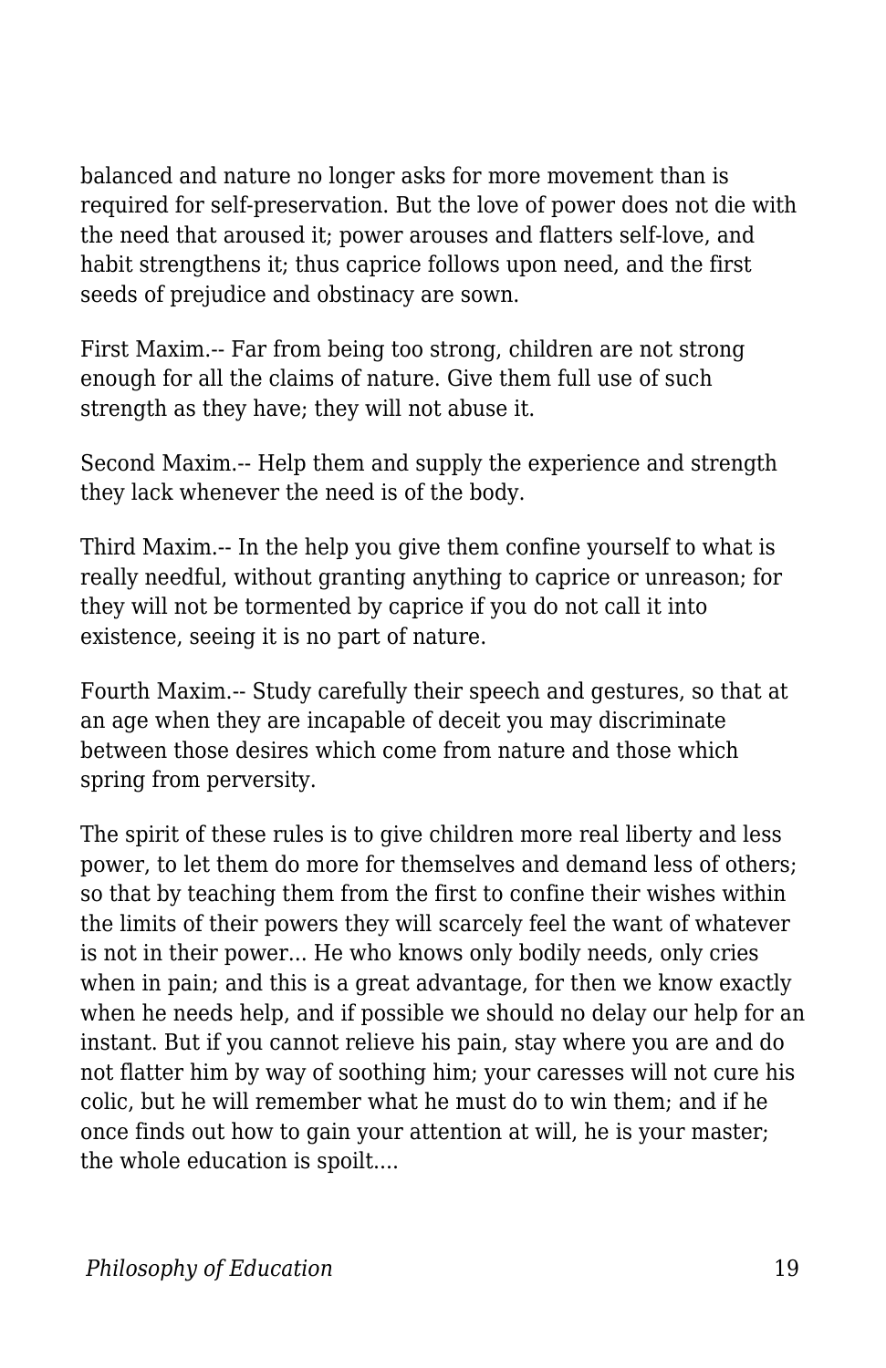balanced and nature no longer asks for more movement than is required for self-preservation. But the love of power does not die with the need that aroused it; power arouses and flatters self-love, and habit strengthens it; thus caprice follows upon need, and the first seeds of prejudice and obstinacy are sown.

First Maxim.-- Far from being too strong, children are not strong enough for all the claims of nature. Give them full use of such strength as they have; they will not abuse it.

Second Maxim.-- Help them and supply the experience and strength they lack whenever the need is of the body.

Third Maxim.-- In the help you give them confine yourself to what is really needful, without granting anything to caprice or unreason; for they will not be tormented by caprice if you do not call it into existence, seeing it is no part of nature.

Fourth Maxim.-- Study carefully their speech and gestures, so that at an age when they are incapable of deceit you may discriminate between those desires which come from nature and those which spring from perversity.

The spirit of these rules is to give children more real liberty and less power, to let them do more for themselves and demand less of others; so that by teaching them from the first to confine their wishes within the limits of their powers they will scarcely feel the want of whatever is not in their power... He who knows only bodily needs, only cries when in pain; and this is a great advantage, for then we know exactly when he needs help, and if possible we should no delay our help for an instant. But if you cannot relieve his pain, stay where you are and do not flatter him by way of soothing him; your caresses will not cure his colic, but he will remember what he must do to win them; and if he once finds out how to gain your attention at will, he is your master; the whole education is spoilt....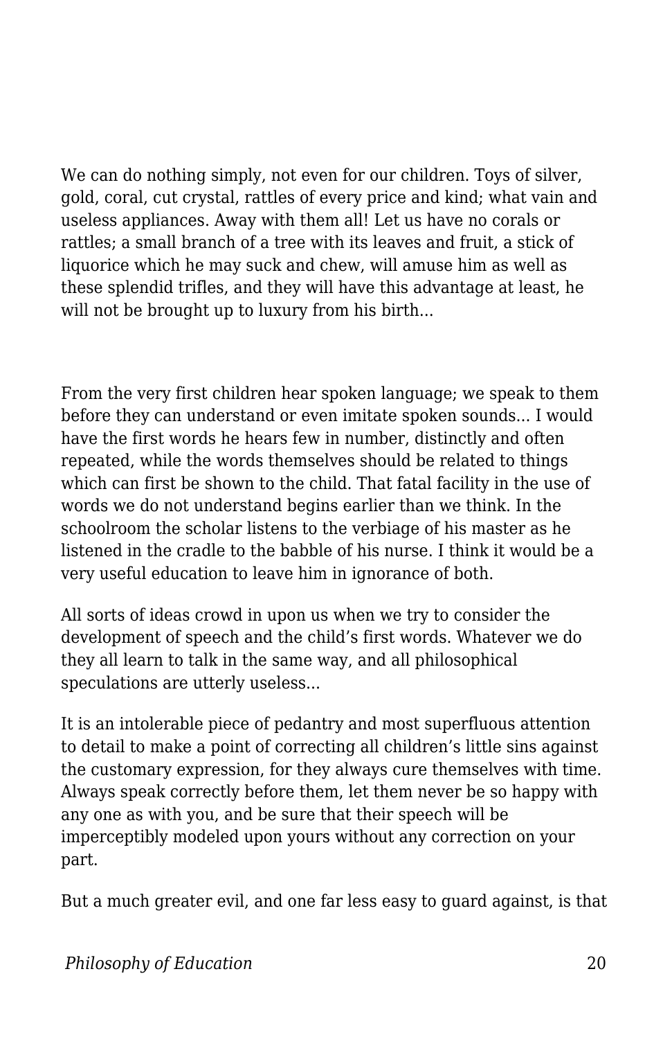We can do nothing simply, not even for our children. Toys of silver, gold, coral, cut crystal, rattles of every price and kind; what vain and useless appliances. Away with them all! Let us have no corals or rattles; a small branch of a tree with its leaves and fruit, a stick of liquorice which he may suck and chew, will amuse him as well as these splendid trifles, and they will have this advantage at least, he will not be brought up to luxury from his birth…

From the very first children hear spoken language; we speak to them before they can understand or even imitate spoken sounds… I would have the first words he hears few in number, distinctly and often repeated, while the words themselves should be related to things which can first be shown to the child. That fatal facility in the use of words we do not understand begins earlier than we think. In the schoolroom the scholar listens to the verbiage of his master as he listened in the cradle to the babble of his nurse. I think it would be a very useful education to leave him in ignorance of both.

All sorts of ideas crowd in upon us when we try to consider the development of speech and the child's first words. Whatever we do they all learn to talk in the same way, and all philosophical speculations are utterly useless…

It is an intolerable piece of pedantry and most superfluous attention to detail to make a point of correcting all children's little sins against the customary expression, for they always cure themselves with time. Always speak correctly before them, let them never be so happy with any one as with you, and be sure that their speech will be imperceptibly modeled upon yours without any correction on your part.

But a much greater evil, and one far less easy to guard against, is that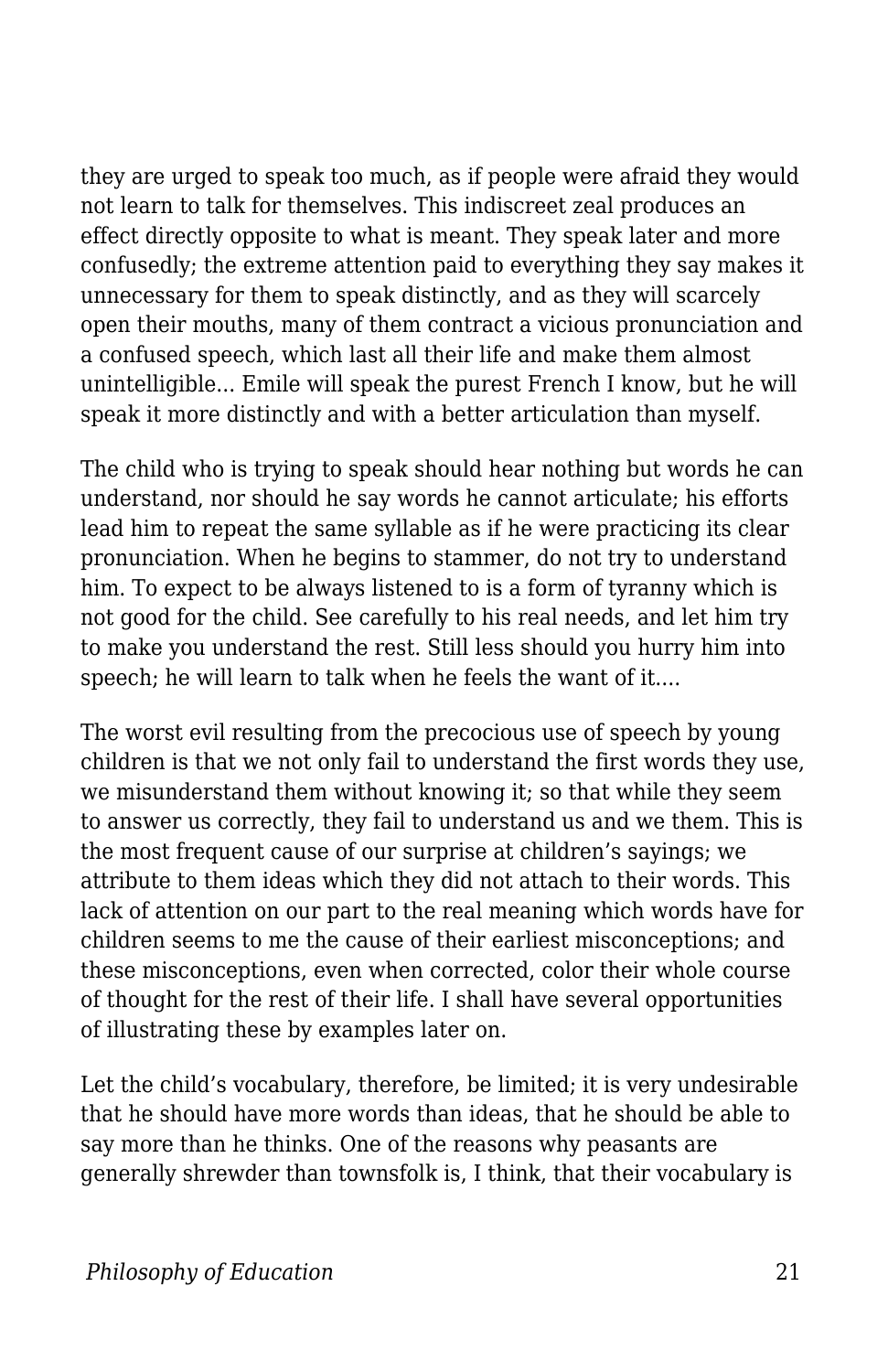they are urged to speak too much, as if people were afraid they would not learn to talk for themselves. This indiscreet zeal produces an effect directly opposite to what is meant. They speak later and more confusedly; the extreme attention paid to everything they say makes it unnecessary for them to speak distinctly, and as they will scarcely open their mouths, many of them contract a vicious pronunciation and a confused speech, which last all their life and make them almost unintelligible... Emile will speak the purest French I know, but he will speak it more distinctly and with a better articulation than myself.

The child who is trying to speak should hear nothing but words he can understand, nor should he say words he cannot articulate; his efforts lead him to repeat the same syllable as if he were practicing its clear pronunciation. When he begins to stammer, do not try to understand him. To expect to be always listened to is a form of tyranny which is not good for the child. See carefully to his real needs, and let him try to make you understand the rest. Still less should you hurry him into speech; he will learn to talk when he feels the want of it....

The worst evil resulting from the precocious use of speech by young children is that we not only fail to understand the first words they use, we misunderstand them without knowing it; so that while they seem to answer us correctly, they fail to understand us and we them. This is the most frequent cause of our surprise at children's sayings; we attribute to them ideas which they did not attach to their words. This lack of attention on our part to the real meaning which words have for children seems to me the cause of their earliest misconceptions; and these misconceptions, even when corrected, color their whole course of thought for the rest of their life. I shall have several opportunities of illustrating these by examples later on.

Let the child's vocabulary, therefore, be limited; it is very undesirable that he should have more words than ideas, that he should be able to say more than he thinks. One of the reasons why peasants are generally shrewder than townsfolk is, I think, that their vocabulary is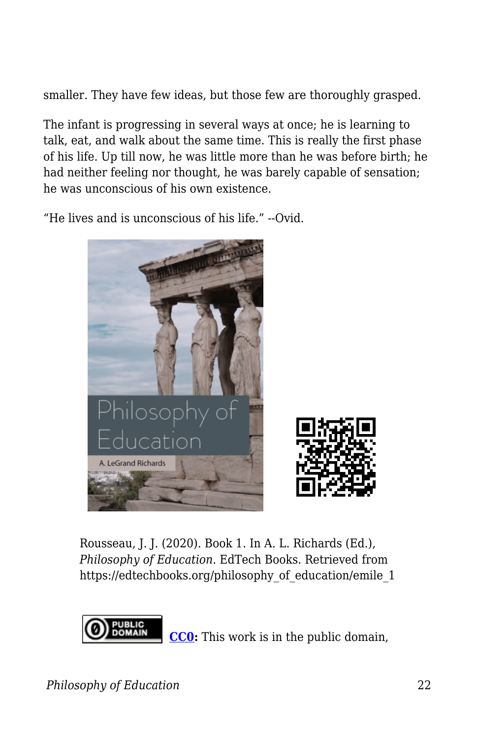smaller. They have few ideas, but those few are thoroughly grasped.

The infant is progressing in several ways at once; he is learning to talk, eat, and walk about the same time. This is really the first phase of his life. Up till now, he was little more than he was before birth; he had neither feeling nor thought, he was barely capable of sensation; he was unconscious of his own existence.

"He lives and is unconscious of his life." --Ovid.

Rousseau, J. J. (2020). Book 1. In A. L. Richards (Ed.), *Philosophy of Education*. EdTech Books. Retrieved from https://edtechbooks.org/philosophy_of_education/emile_1

**CC0:** This work is in the public domain,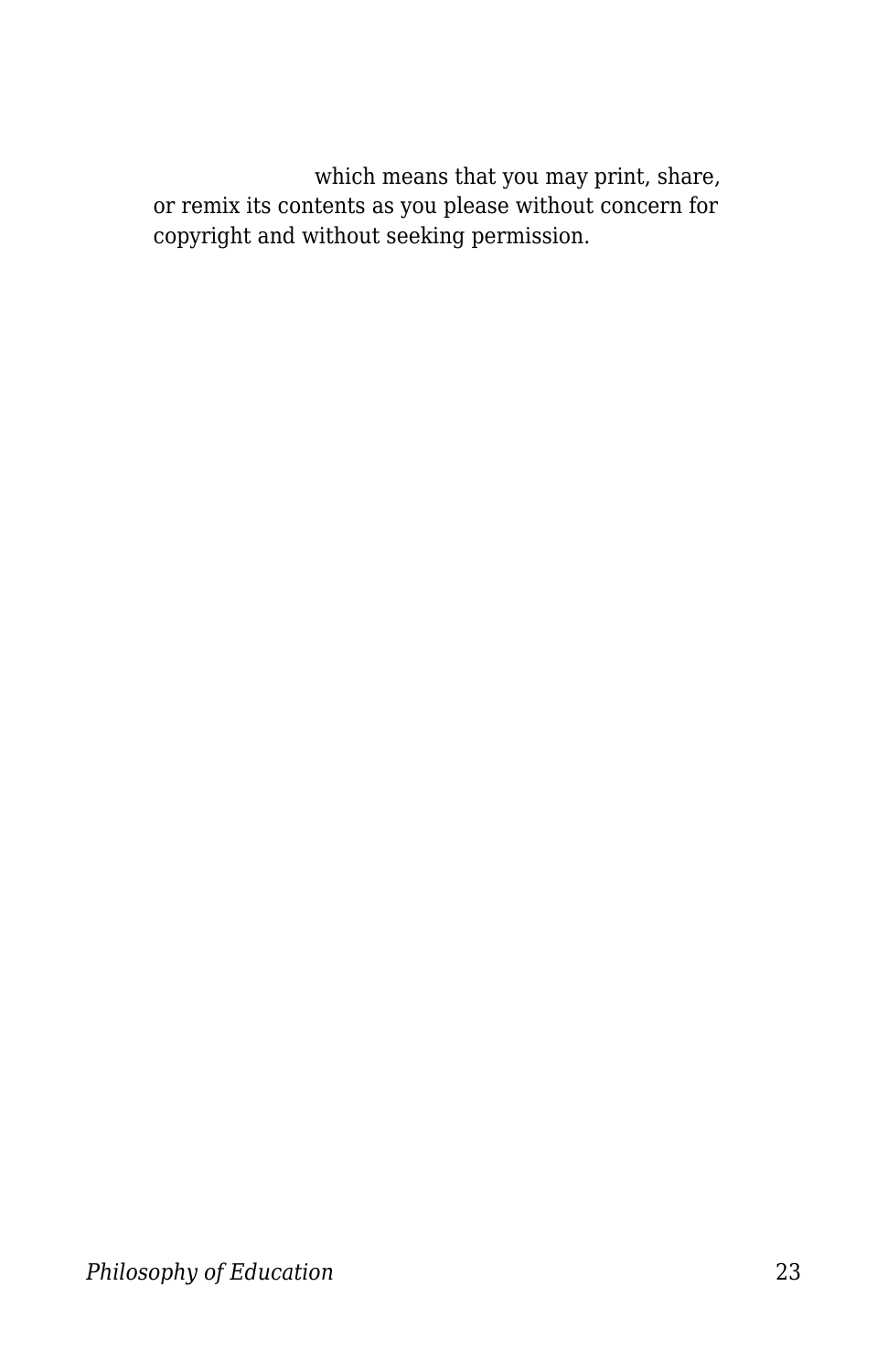which means that you may print, share, or remix its contents as you please without concern for copyright and without seeking permission.